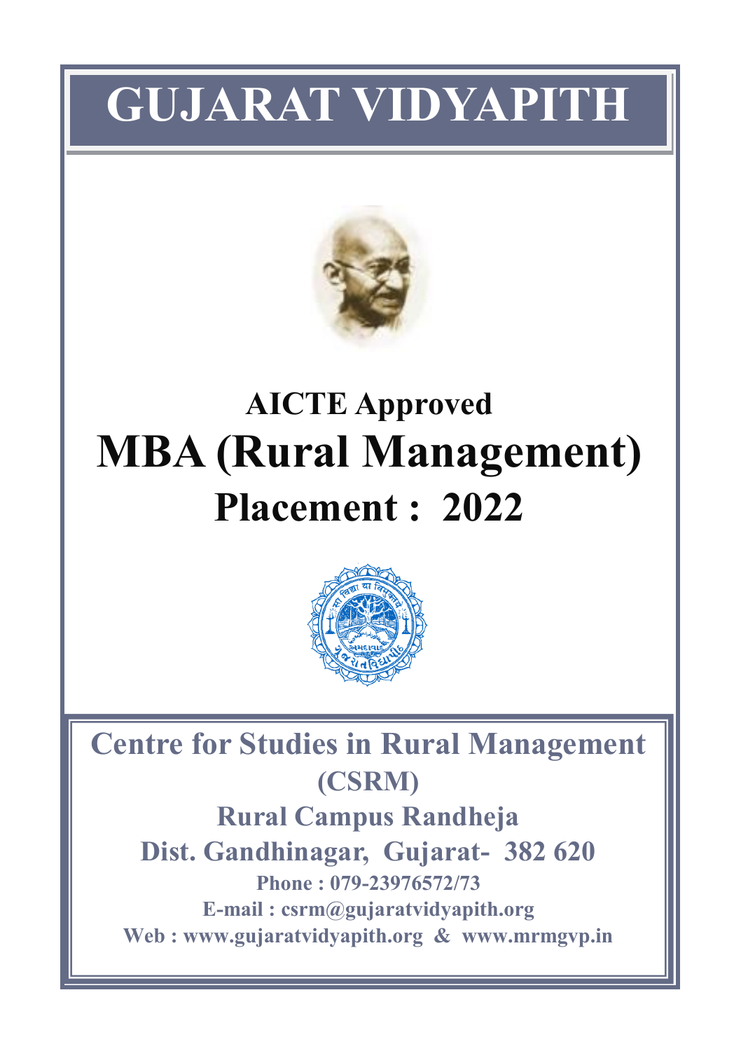# GUJARAT VIDYAPITH

## AICTE Approved

# MBA (Rural Management)

## Placement : 2022

**Centre for Studies in Rural Management (CSRM)**

**Rural Campus Randheja**

**Dist. Gandhinagar, Gujarat- 382 620**

**Phone : 079-23976572/73**

**E-mail : csrm@gujaratvidyapith.org**

**Web : www.gujaratvidyapith.org & www.mrmgvp.in**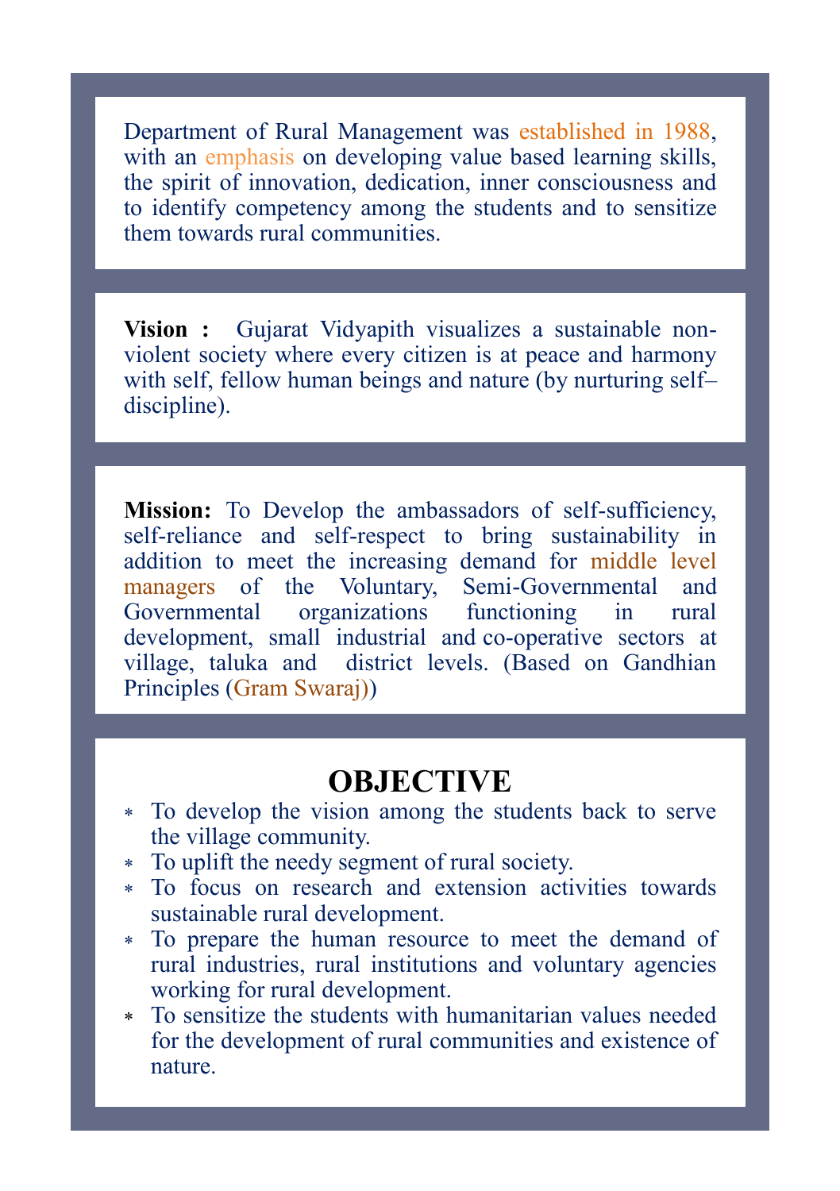Department of Rural Management was established in 1988, with an emphasis on developing value based learning skills, the spirit of innovation, dedication, inner consciousness and to identify competency among the students and to sensitize them towards rural communities.

**Vision :** Gujarat Vidyapith visualizes a sustainable non-violent society where every citizen is at peace and harmony with self, fellow human beings and nature (by nurturing self–discipline).

**Mission:** To Develop the ambassadors of self-sufficiency, self-reliance and self-respect to bring sustainability in addition to meet the increasing demand for middle level managers of the Voluntary, Semi-Governmental and Governmental organizations functioning in rural development, small industrial and co-operative sectors at village, taluka and district levels. (Based on Gandhian Principles (Gram Swaraj))

## OBJECTIVE

* To develop the vision among the students back to serve the village community.
* To uplift the needy segment of rural society.
* To focus on research and extension activities towards sustainable rural development.
* To prepare the human resource to meet the demand of rural industries, rural institutions and voluntary agencies working for rural development.
* To sensitize the students with humanitarian values needed for the development of rural communities and existence of nature.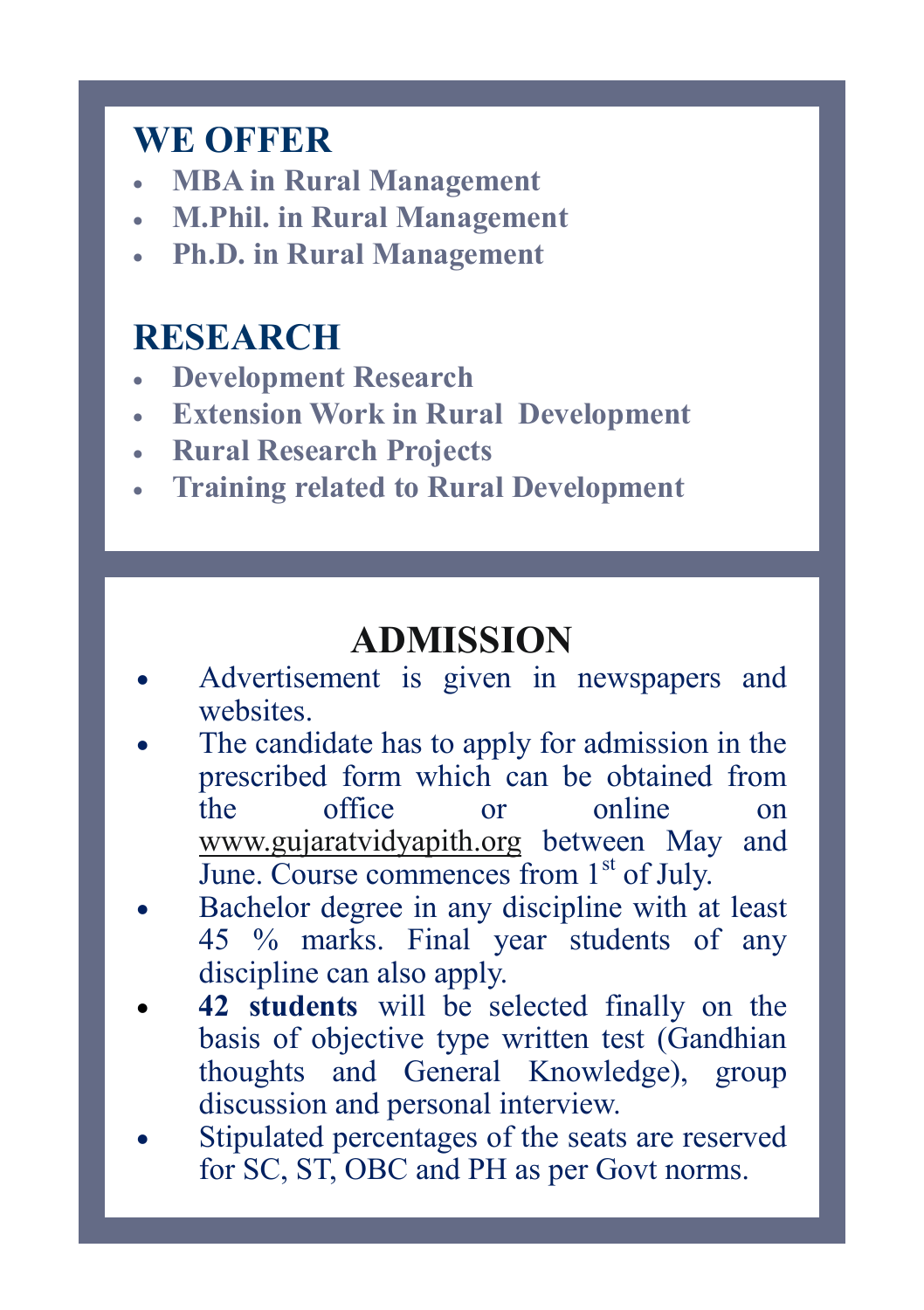## WE OFFER

- **MBA in Rural Management**
- **M.Phil. in Rural Management**
- **Ph.D. in Rural Management**

## RESEARCH

- **Development Research**
- **Extension Work in Rural Development**
- **Rural Research Projects**
- **Training related to Rural Development**

## ADMISSION

- Advertisement is given in newspapers and websites.
- The candidate has to apply for admission in the prescribed form which can be obtained from the office or online on www.gujaratvidyapith.org between May and June. Course commences from 1st of July.
- Bachelor degree in any discipline with at least 45 % marks. Final year students of any discipline can also apply.
- **42 students** will be selected finally on the basis of objective type written test (Gandhian thoughts and General Knowledge), group discussion and personal interview.
- Stipulated percentages of the seats are reserved for SC, ST, OBC and PH as per Govt norms.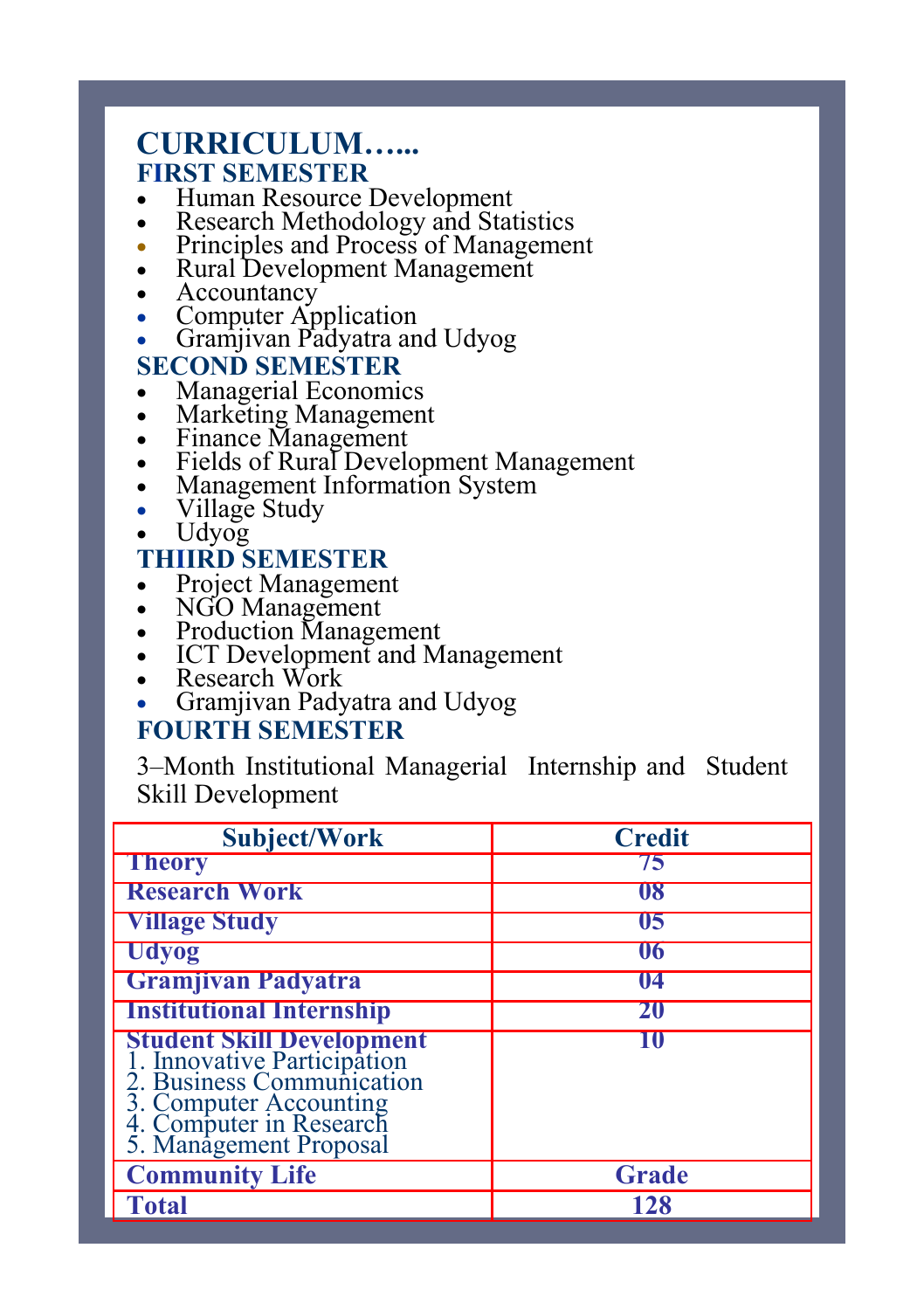# CURRICULUM…...

## FIRST SEMESTER

- Human Resource Development
- Research Methodology and Statistics
- Principles and Process of Management
- Rural Development Management
- Accountancy
- Computer Application
- Gramjivan Padyatra and Udyog

## SECOND SEMESTER

- Managerial Economics
- Marketing Management
- Finance Management
- Fields of Rural Development Management
- Management Information System
- Village Study
- Udyog

## THIIRD SEMESTER

- Project Management
- NGO Management
- Production Management
- ICT Development and Management
- Research Work
- Gramjivan Padyatra and Udyog

## FOURTH SEMESTER

3–Month Institutional Managerial Internship and Student Skill Development

| Subject/Work | Credit |
|---|---|
| **Theory** | 75 |
| **Research Work** | 08 |
| **Village Study** | 05 |
| **Udyog** | 06 |
| **Gramjivan Padyatra** | 04 |
| **Institutional Internship** | 20 |
| **Student Skill Development**<br>1. Innovative Participation<br>2. Business Communication<br>3. Computer Accounting<br>4. Computer in Research<br>5. Management Proposal | 10 |
| **Community Life** | Grade |
| **Total** | 128 |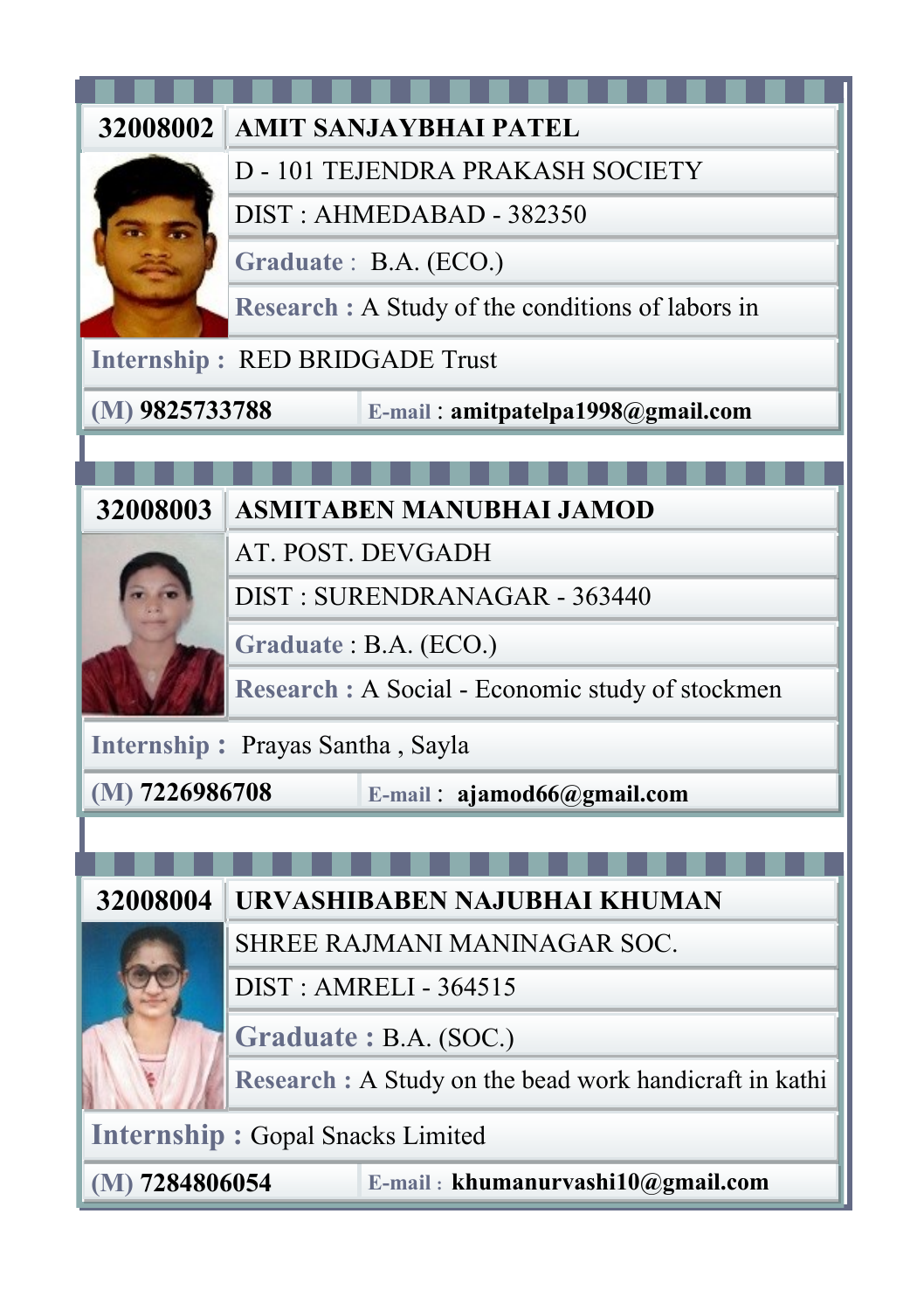| 32008002 | AMIT SANJAYBHAI PATEL |
| --- | --- |
| | D - 101 TEJENDRA PRAKASH SOCIETY |
| | DIST : AHMEDABAD - 382350 |
| | **Graduate** : B.A. (ECO.) |
| | **Research** : A Study of the conditions of labors in |
| **Internship** : RED BRIDGADE Trust | |
| **(M) 9825733788** | E-mail : **amitpatelpa1998@gmail.com** |

| 32008003 | ASMITABEN MANUBHAI JAMOD |
| --- | --- |
| | AT. POST. DEVGADH |
| | DIST : SURENDRANAGAR - 363440 |
| | **Graduate** : B.A. (ECO.) |
| | **Research** : A Social - Economic study of stockmen |
| **Internship** : Prayas Santha , Sayla | |
| **(M) 7226986708** | E-mail : **ajamod66@gmail.com** |

| 32008004 | URVASHIBABEN NAJUBHAI KHUMAN |
| --- | --- |
| | SHREE RAJMANI MANINAGAR SOC. |
| | DIST : AMRELI - 364515 |
| | **Graduate** : B.A. (SOC.) |
| | **Research** : A Study on the bead work handicraft in kathi |
| **Internship** : Gopal Snacks Limited | |
| **(M) 7284806054** | E-mail : **khumanurvashi10@gmail.com** |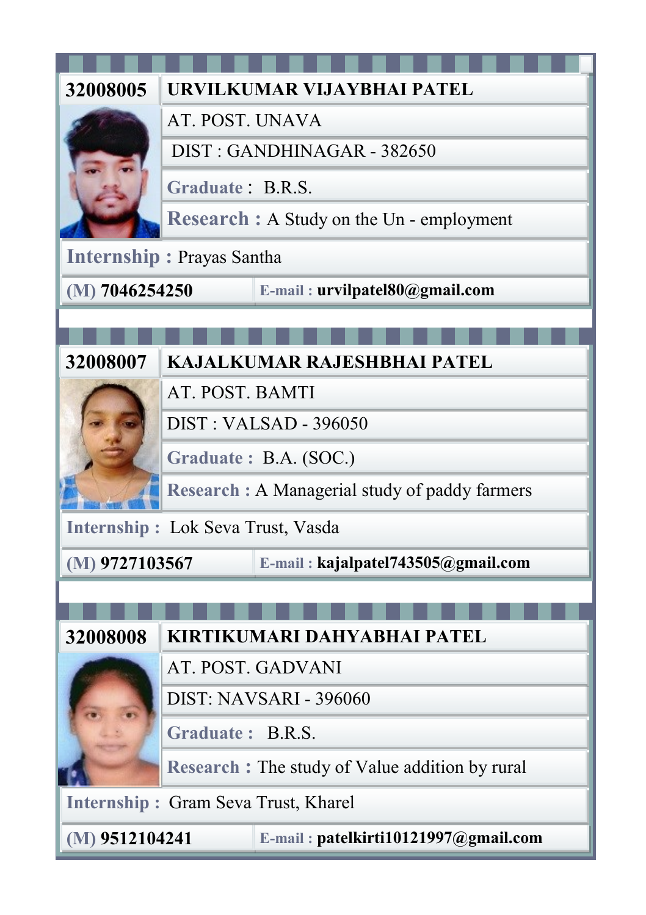**32008005** **URVILKUMAR VIJAYBHAI PATEL**

AT. POST. UNAVA

DIST : GANDHINAGAR - 382650

**Graduate :** B.R.S.

**Research :** A Study on the Un - employment

**Internship :** Prayas Santha

**(M) 7046254250** **E-mail : urvilpatel80@gmail.com**

---

**32008007** **KAJALKUMAR RAJESHBHAI PATEL**

AT. POST. BAMTI

DIST : VALSAD - 396050

**Graduate :** B.A. (SOC.)

**Research :** A Managerial study of paddy farmers

**Internship :** Lok Seva Trust, Vasda

**(M) 9727103567** **E-mail : kajalpatel743505@gmail.com**

---

**32008008** **KIRTIKUMARI DAHYABHAI PATEL**

AT. POST. GADVANI

DIST: NAVSARI - 396060

**Graduate :** B.R.S.

**Research :** The study of Value addition by rural

**Internship :** Gram Seva Trust, Kharel

**(M) 9512104241** **E-mail : patelkirti10121997@gmail.com**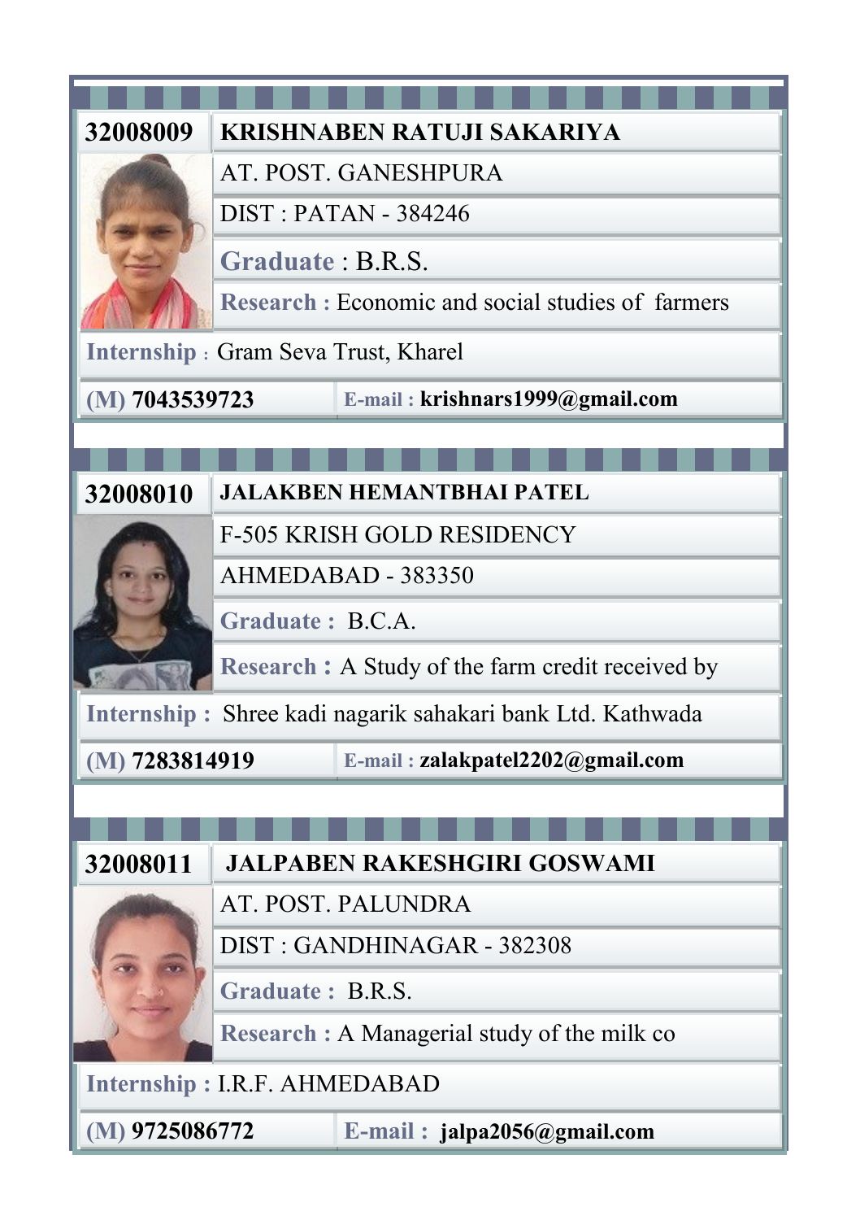| 32008009 | KRISHNABEN RATUJI SAKARIYA |
| --- | --- |
| | AT. POST. GANESHPURA |
| | DIST : PATAN - 384246 |
| | **Graduate** : B.R.S. |
| | **Research :** Economic and social studies of farmers |
| **Internship** : Gram Seva Trust, Kharel | |
| **(M) 7043539723** | **E-mail : krishnars1999@gmail.com** |

| 32008010 | JALAKBEN HEMANTBHAI PATEL |
| --- | --- |
| | F-505 KRISH GOLD RESIDENCY |
| | AHMEDABAD - 383350 |
| | **Graduate :** B.C.A. |
| | **Research :** A Study of the farm credit received by |
| **Internship :** Shree kadi nagarik sahakari bank Ltd. Kathwada | |
| **(M) 7283814919** | **E-mail : zalakpatel2202@gmail.com** |

| 32008011 | JALPABEN RAKESHGIRI GOSWAMI |
| --- | --- |
| | AT. POST. PALUNDRA |
| | DIST : GANDHINAGAR - 382308 |
| | **Graduate :** B.R.S. |
| | **Research :** A Managerial study of the milk co |
| **Internship :** I.R.F. AHMEDABAD | |
| **(M) 9725086772** | **E-mail : jalpa2056@gmail.com** |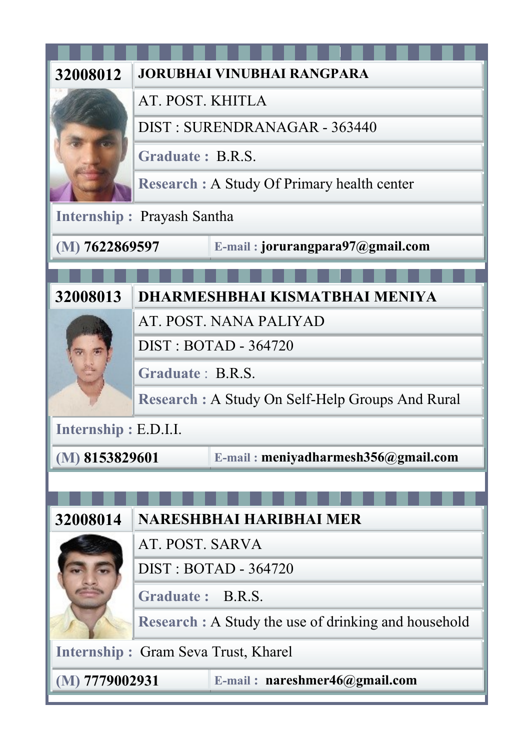| 32008012 | JORUBHAI VINUBHAI RANGPARA |
|---|---|
| | AT. POST. KHITLA |
| | DIST : SURENDRANAGAR - 363440 |
| | Graduate : B.R.S. |
| | Research : A Study Of Primary health center |
| Internship : Prayash Santha | |
| (M) 7622869597 | E-mail : jorurangpara97@gmail.com |

| 32008013 | DHARMESHBHAI KISMATBHAI MENIYA |
|---|---|
| | AT. POST. NANA PALIYAD |
| | DIST : BOTAD - 364720 |
| | Graduate : B.R.S. |
| | Research : A Study On Self-Help Groups And Rural |
| Internship : E.D.I.I. | |
| (M) 8153829601 | E-mail : meniyadharmesh356@gmail.com |

| 32008014 | NARESHBHAI HARIBHAI MER |
|---|---|
| | AT. POST. SARVA |
| | DIST : BOTAD - 364720 |
| | Graduate : B.R.S. |
| | Research : A Study the use of drinking and household |
| Internship : Gram Seva Trust, Kharel | |
| (M) 7779002931 | E-mail : nareshmer46@gmail.com |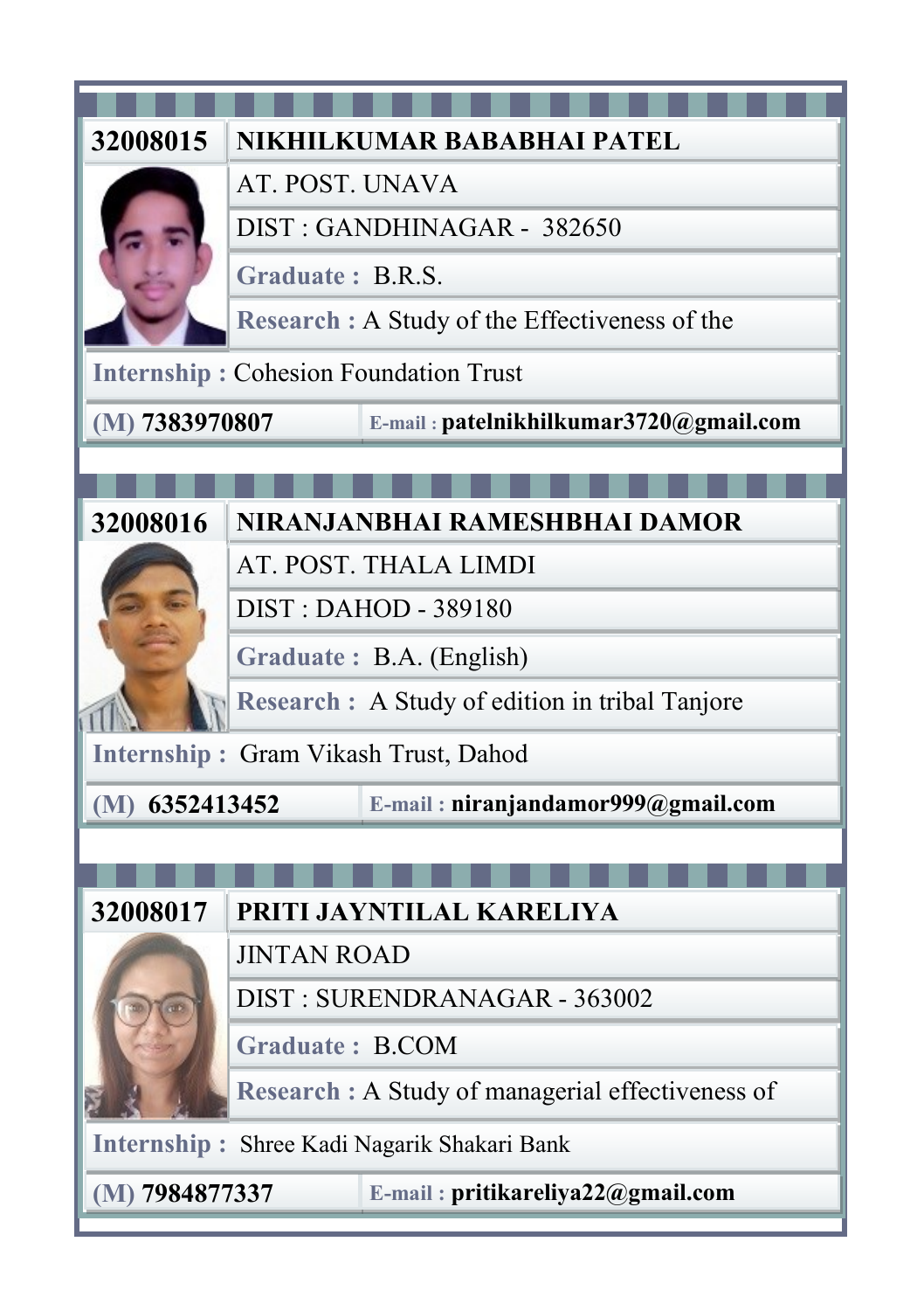**32008015** | **NIKHILKUMAR BABABHAI PATEL**

AT. POST. UNAVA

DIST : GANDHINAGAR - 382650

**Graduate :** B.R.S.

**Research :** A Study of the Effectiveness of the

**Internship :** Cohesion Foundation Trust

**(M) 7383970807** | **E-mail : patelnikhilkumar3720@gmail.com**

---

**32008016** | **NIRANJANBHAI RAMESHBHAI DAMOR**

AT. POST. THALA LIMDI

DIST : DAHOD - 389180

**Graduate :** B.A. (English)

**Research :** A Study of edition in tribal Tanjore

**Internship :** Gram Vikash Trust, Dahod

**(M) 6352413452** | **E-mail : niranjandamor999@gmail.com**

---

**32008017** | **PRITI JAYNTILAL KARELIYA**

JINTAN ROAD

DIST : SURENDRANAGAR - 363002

**Graduate :** B.COM

**Research :** A Study of managerial effectiveness of

**Internship :** Shree Kadi Nagarik Shakari Bank

**(M) 7984877337** | **E-mail : pritikareliya22@gmail.com**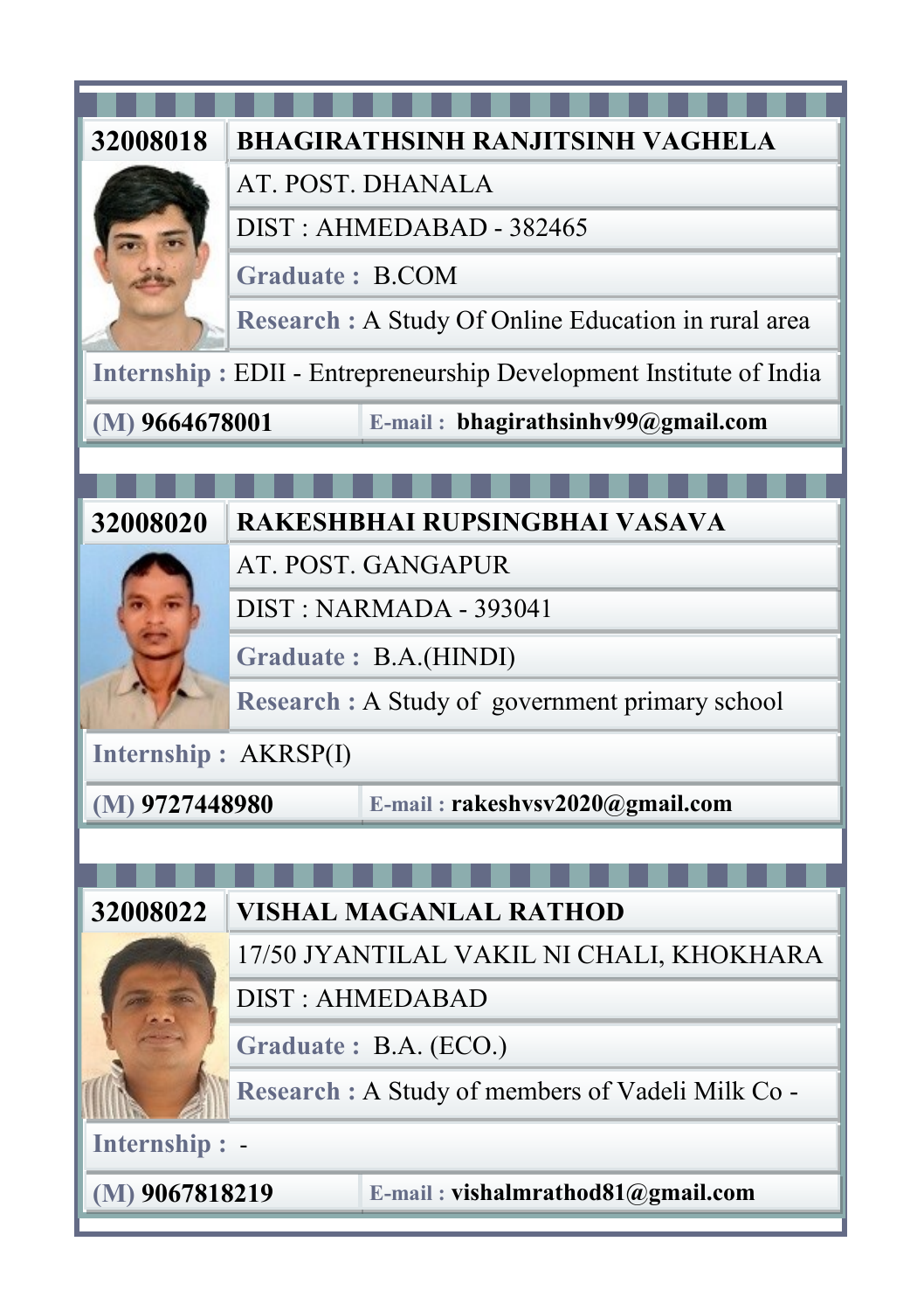| 32008018 | BHAGIRATHSINH RANJITSINH VAGHELA |
| --- | --- |
| | AT. POST. DHANALA |
| | DIST : AHMEDABAD - 382465 |
| | Graduate : B.COM |
| | Research : A Study Of Online Education in rural area |
| Internship : EDII - Entrepreneurship Development Institute of India | |
| (M) 9664678001 | E-mail : bhagirathsinhv99@gmail.com |

| 32008020 | RAKESHBHAI RUPSINGBHAI VASAVA |
| --- | --- |
| | AT. POST. GANGAPUR |
| | DIST : NARMADA - 393041 |
| | Graduate : B.A.(HINDI) |
| | Research : A Study of government primary school |
| Internship : AKRSP(I) | |
| (M) 9727448980 | E-mail : rakeshvsv2020@gmail.com |

| 32008022 | VISHAL MAGANLAL RATHOD |
| --- | --- |
| | 17/50 JYANTILAL VAKIL NI CHALI, KHOKHARA |
| | DIST : AHMEDABAD |
| | Graduate : B.A. (ECO.) |
| | Research : A Study of members of Vadeli Milk Co - |
| Internship : - | |
| (M) 9067818219 | E-mail : vishalmrathod81@gmail.com |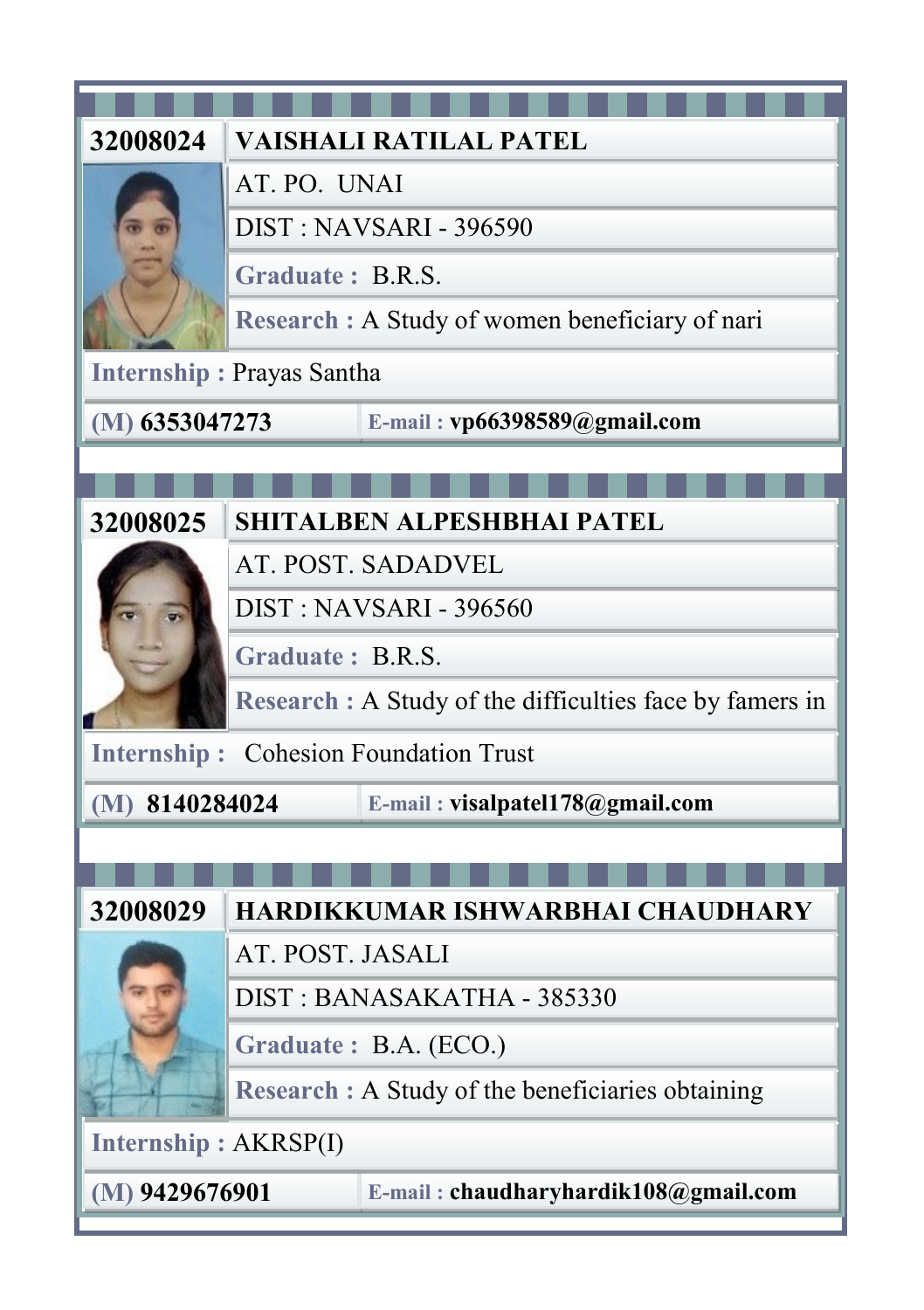| 32008024 | VAISHALI RATILAL PATEL |
|---|---|
| | AT. PO. UNAI |
| | DIST : NAVSARI - 396590 |
| | **Graduate :** B.R.S. |
| | **Research :** A Study of women beneficiary of nari |
| **Internship :** Prayas Santha | |
| **(M) 6353047273** | **E-mail : vp66398589@gmail.com** |

| 32008025 | SHITALBEN ALPESHBHAI PATEL |
|---|---|
| | AT. POST. SADADVEL |
| | DIST : NAVSARI - 396560 |
| | **Graduate :** B.R.S. |
| | **Research :** A Study of the difficulties face by famers in |
| **Internship :** Cohesion Foundation Trust | |
| **(M) 8140284024** | **E-mail : visalpatel178@gmail.com** |

| 32008029 | HARDIKKUMAR ISHWARBHAI CHAUDHARY |
|---|---|
| | AT. POST. JASALI |
| | DIST : BANASAKATHA - 385330 |
| | **Graduate :** B.A. (ECO.) |
| | **Research :** A Study of the beneficiaries obtaining |
| **Internship :** AKRSP(I) | |
| **(M) 9429676901** | **E-mail : chaudharyhardik108@gmail.com** |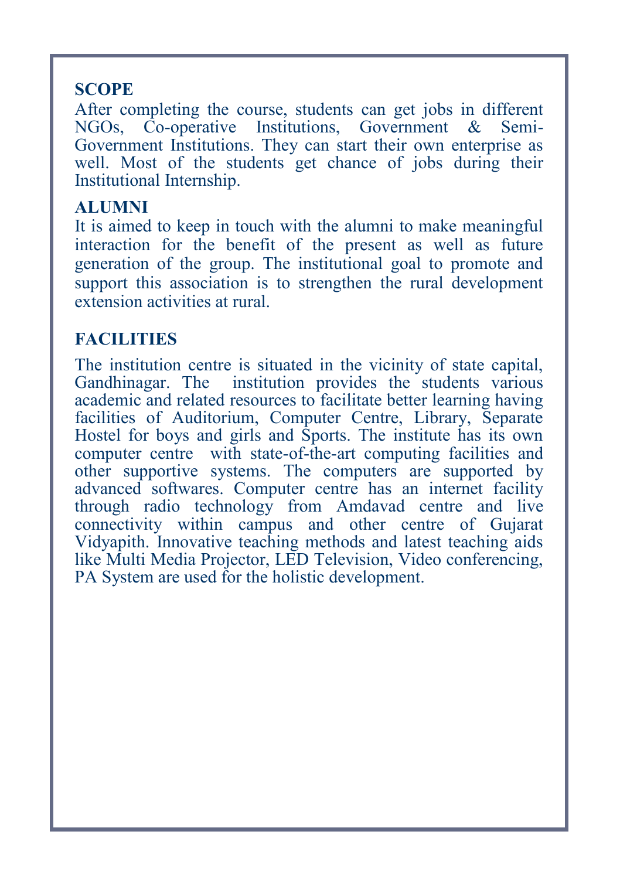## SCOPE

After completing the course, students can get jobs in different NGOs, Co-operative Institutions, Government & Semi-Government Institutions. They can start their own enterprise as well. Most of the students get chance of jobs during their Institutional Internship.

## ALUMNI

It is aimed to keep in touch with the alumni to make meaningful interaction for the benefit of the present as well as future generation of the group. The institutional goal to promote and support this association is to strengthen the rural development extension activities at rural.

## FACILITIES

The institution centre is situated in the vicinity of state capital, Gandhinagar. The institution provides the students various academic and related resources to facilitate better learning having facilities of Auditorium, Computer Centre, Library, Separate Hostel for boys and girls and Sports. The institute has its own computer centre with state-of-the-art computing facilities and other supportive systems. The computers are supported by advanced softwares. Computer centre has an internet facility through radio technology from Amdavad centre and live connectivity within campus and other centre of Gujarat Vidyapith. Innovative teaching methods and latest teaching aids like Multi Media Projector, LED Television, Video conferencing, PA System are used for the holistic development.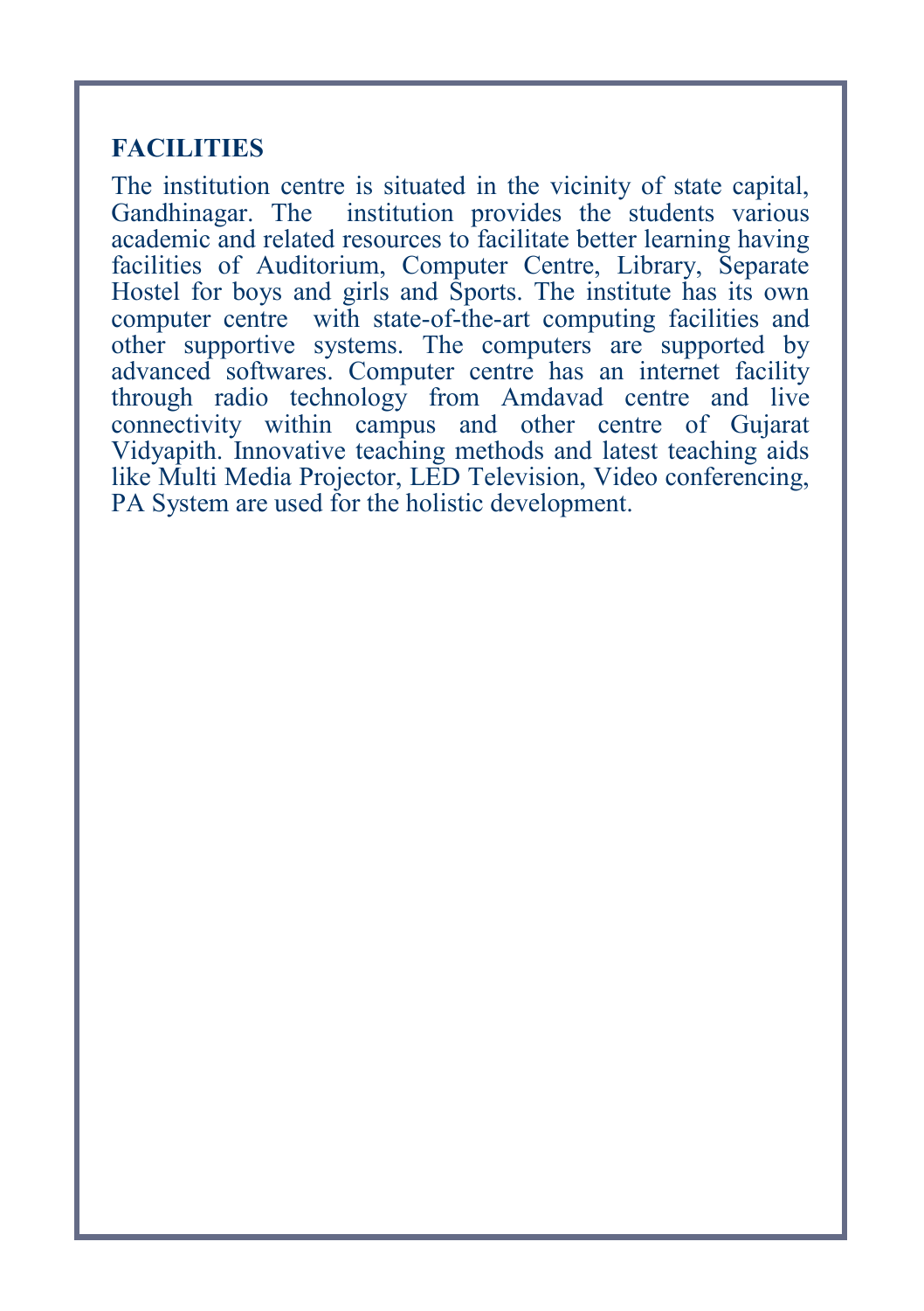## FACILITIES

The institution centre is situated in the vicinity of state capital, Gandhinagar. The institution provides the students various academic and related resources to facilitate better learning having facilities of Auditorium, Computer Centre, Library, Separate Hostel for boys and girls and Sports. The institute has its own computer centre with state-of-the-art computing facilities and other supportive systems. The computers are supported by advanced softwares. Computer centre has an internet facility through radio technology from Amdavad centre and live connectivity within campus and other centre of Gujarat Vidyapith. Innovative teaching methods and latest teaching aids like Multi Media Projector, LED Television, Video conferencing, PA System are used for the holistic development.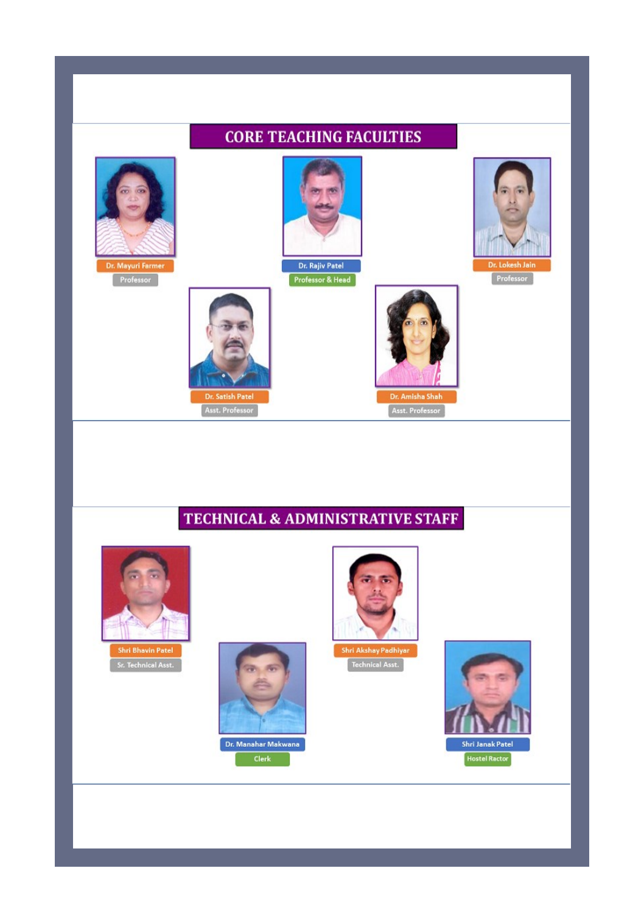# CORE TEACHING FACULTIES

Dr. Mayuri Farmer
Professor

Dr. Rajiv Patel
Professor & Head

Dr. Lokesh Jain
Professor

Dr. Satish Patel
Asst. Professor

Dr. Amisha Shah
Asst. Professor

# TECHNICAL & ADMINISTRATIVE STAFF

Shri Bhavin Patel
Sr. Technical Asst.

Dr. Manahar Makwana
Clerk

Shri Akshay Padhiyar
Technical Asst.

Shri Janak Patel
Hostel Ractor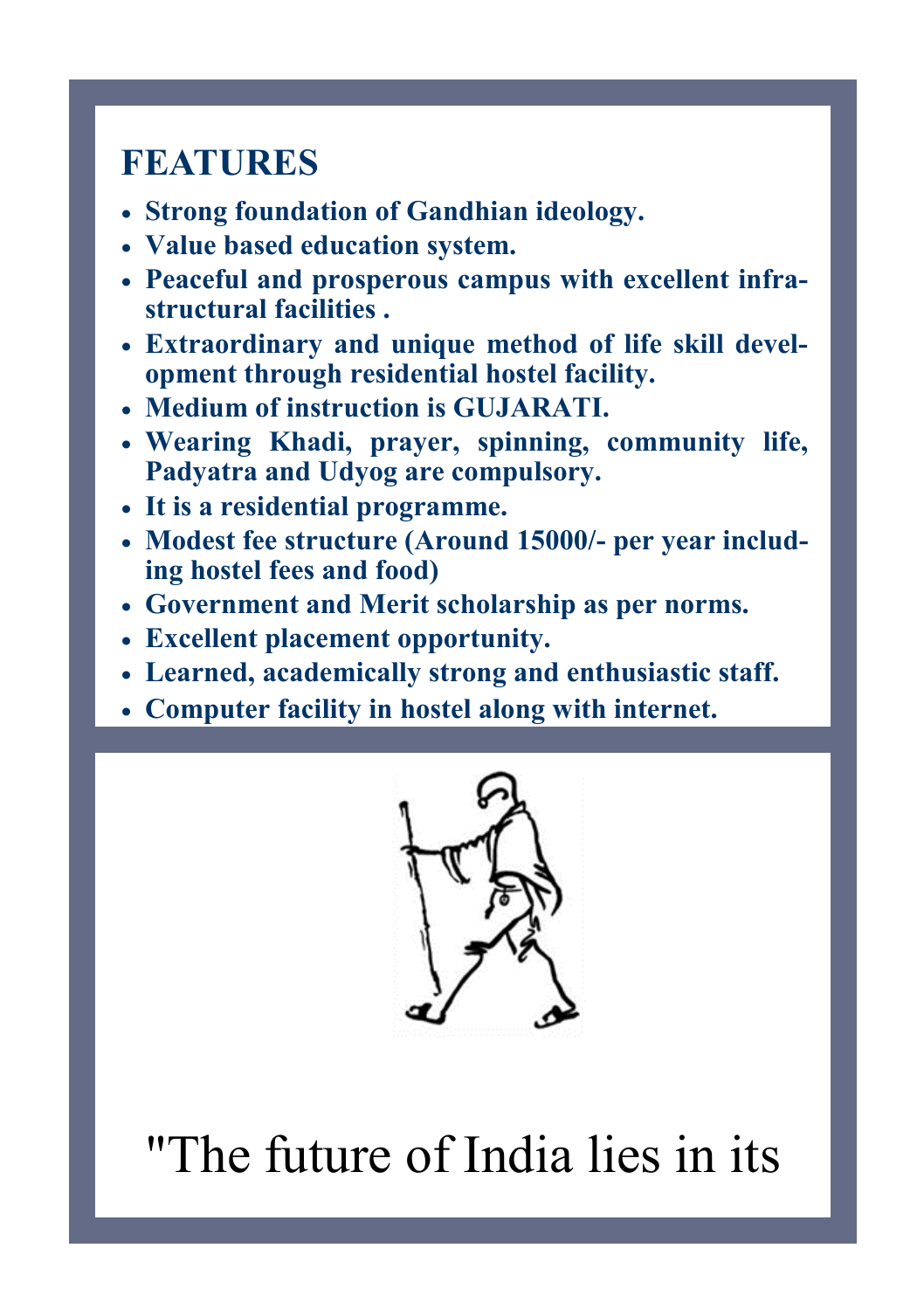## FEATURES

- Strong foundation of Gandhian ideology.
- Value based education system.
- Peaceful and prosperous campus with excellent infrastructural facilities .
- Extraordinary and unique method of life skill development through residential hostel facility.
- Medium of instruction is GUJARATI.
- Wearing Khadi, prayer, spinning, community life, Padyatra and Udyog are compulsory.
- It is a residential programme.
- Modest fee structure (Around 15000/- per year including hostel fees and food)
- Government and Merit scholarship as per norms.
- Excellent placement opportunity.
- Learned, academically strong and enthusiastic staff.
- Computer facility in hostel along with internet.

"The future of India lies in its